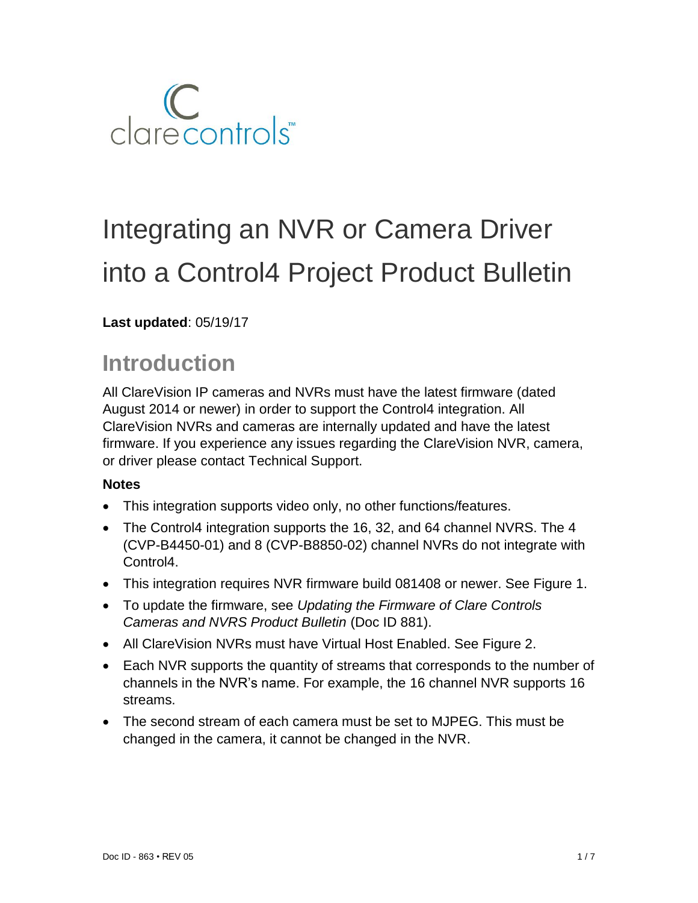clarecontrols™

# Integrating an NVR or Camera Driver into a Control4 Project Product Bulletin

**Last updated**: 05/19/17

## Introduction

All ClareVision IP cameras and NVRs must have the latest firmware (dated August 2014 or newer) in order to support the Control4 integration. All ClareVision NVRs and cameras are internally updated and have the latest firmware. If you experience any issues regarding the ClareVision NVR, camera, or driver please contact Technical Support.

### Notes

- This integration supports video only, no other functions/features.
- The Control4 integration supports the 16, 32, and 64 channel NVRS. The 4 (CVP-B4450-01) and 8 (CVP-B8850-02) channel NVRs do not integrate with Control4.
- This integration requires NVR firmware build 081408 or newer. See Figure 1.
- To update the firmware, see *Updating the Firmware of Clare Controls Cameras and NVRS Product Bulletin* (Doc ID 881).
- All ClareVision NVRs must have Virtual Host Enabled. See Figure 2.
- Each NVR supports the quantity of streams that corresponds to the number of channels in the NVR's name. For example, the 16 channel NVR supports 16 streams.
- The second stream of each camera must be set to MJPEG. This must be changed in the camera, it cannot be changed in the NVR.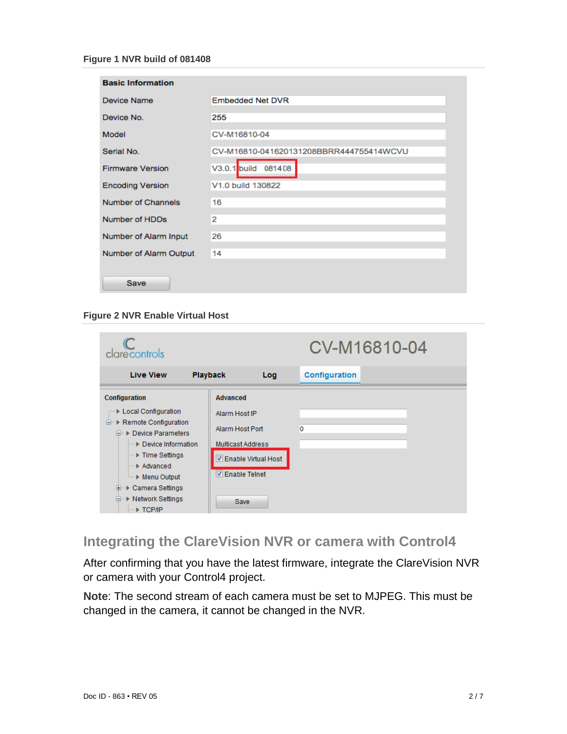**Figure 1 NVR build of 081408**

| Basic Information | |
|---|---|
| Device Name | Embedded Net DVR |
| Device No. | 255 |
| Model | CV-M16810-04 |
| Serial No. | CV-M16810-041620131208BBRR444755414WCVU |
| Firmware Version | V3.0.1 build 081408 |
| Encoding Version | V1.0 build 130822 |
| Number of Channels | 16 |
| Number of HDDs | 2 |
| Number of Alarm Input | 26 |
| Number of Alarm Output | 14 |

Save

**Figure 2 NVR Enable Virtual Host**

clarecontrols CV-M16810-04

Live View | Playback | Log | Configuration

Configuration
- Local Configuration
- Remote Configuration
  - Device Parameters
    - Device Information
    - Time Settings
    - Advanced
    - Menu Output
  - Camera Settings
  - Network Settings
    - TCP/IP

Advanced

| | |
|---|---|
| Alarm Host IP | |
| Alarm Host Port | 0 |
| Multicast Address | |

☑ Enable Virtual Host

☑ Enable Telnet

Save

## Integrating the ClareVision NVR or camera with Control4

After confirming that you have the latest firmware, integrate the ClareVision NVR or camera with your Control4 project.

**Note**: The second stream of each camera must be set to MJPEG. This must be changed in the camera, it cannot be changed in the NVR.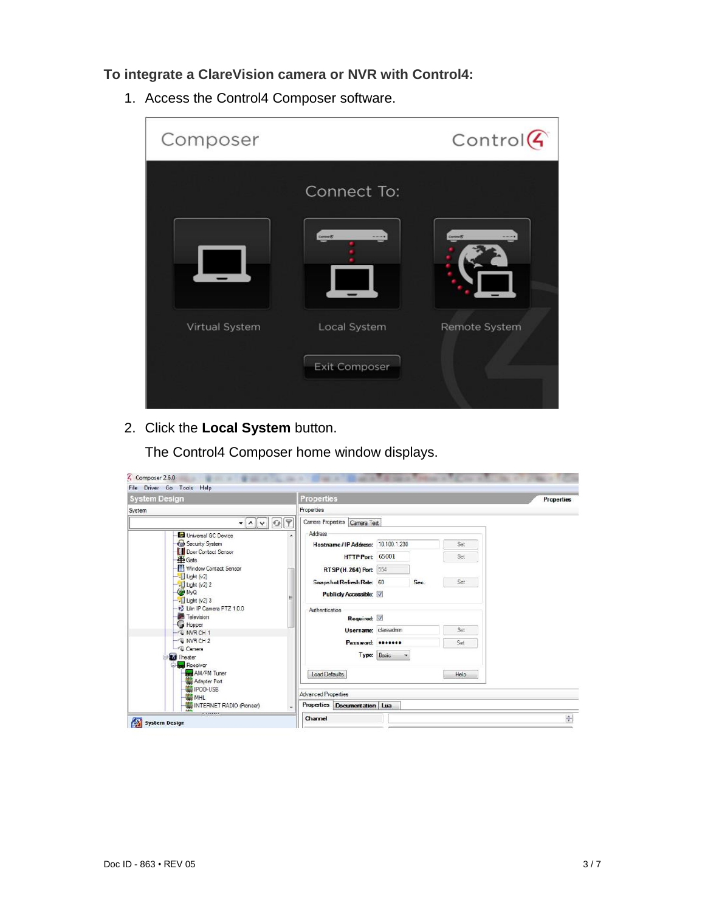**To integrate a ClareVision camera or NVR with Control4:**

1. Access the Control4 Composer software.

2. Click the **Local System** button.

   The Control4 Composer home window displays.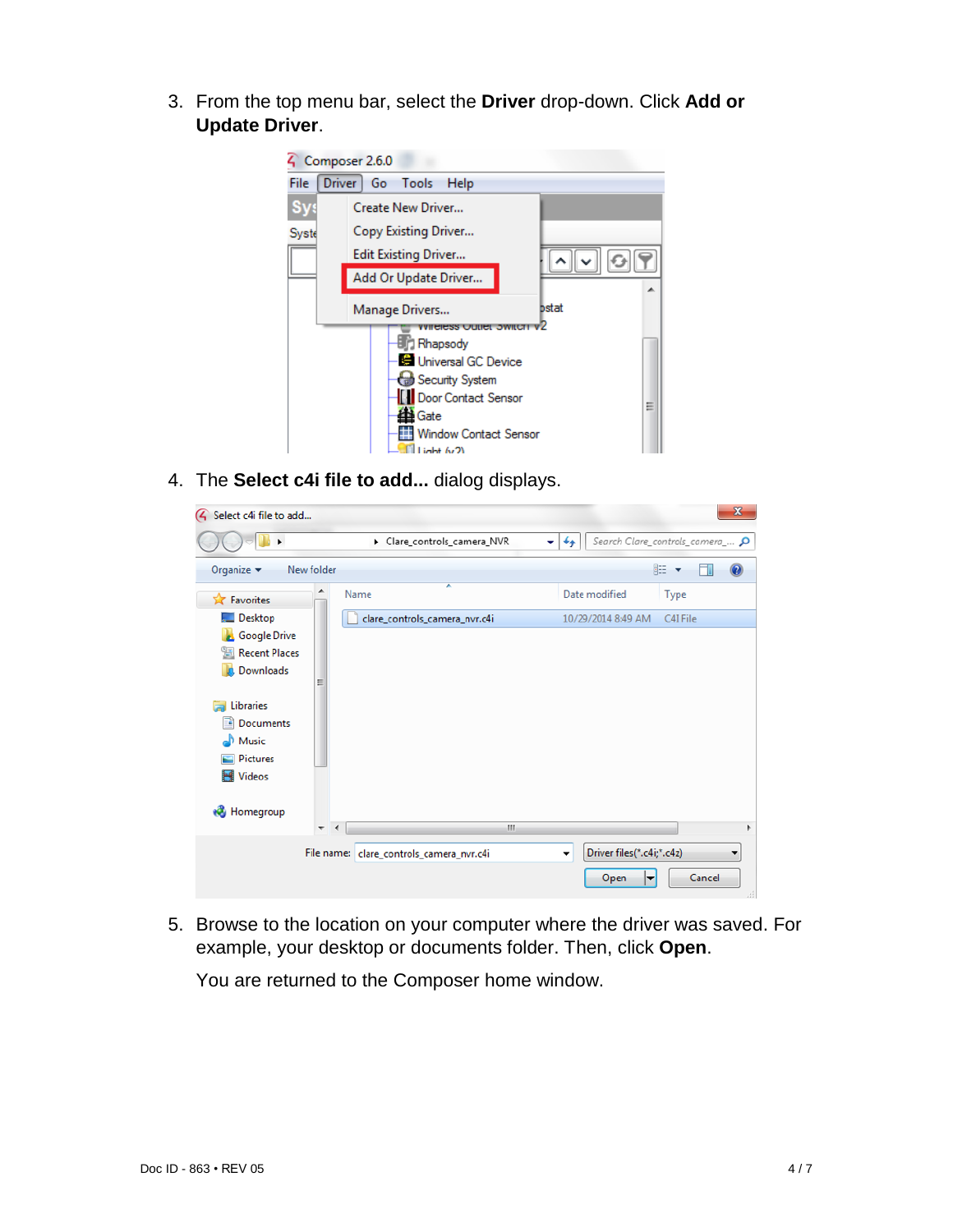3. From the top menu bar, select the **Driver** drop-down. Click **Add or Update Driver**.

4. The **Select c4i file to add...** dialog displays.

5. Browse to the location on your computer where the driver was saved. For example, your desktop or documents folder. Then, click **Open**.

   You are returned to the Composer home window.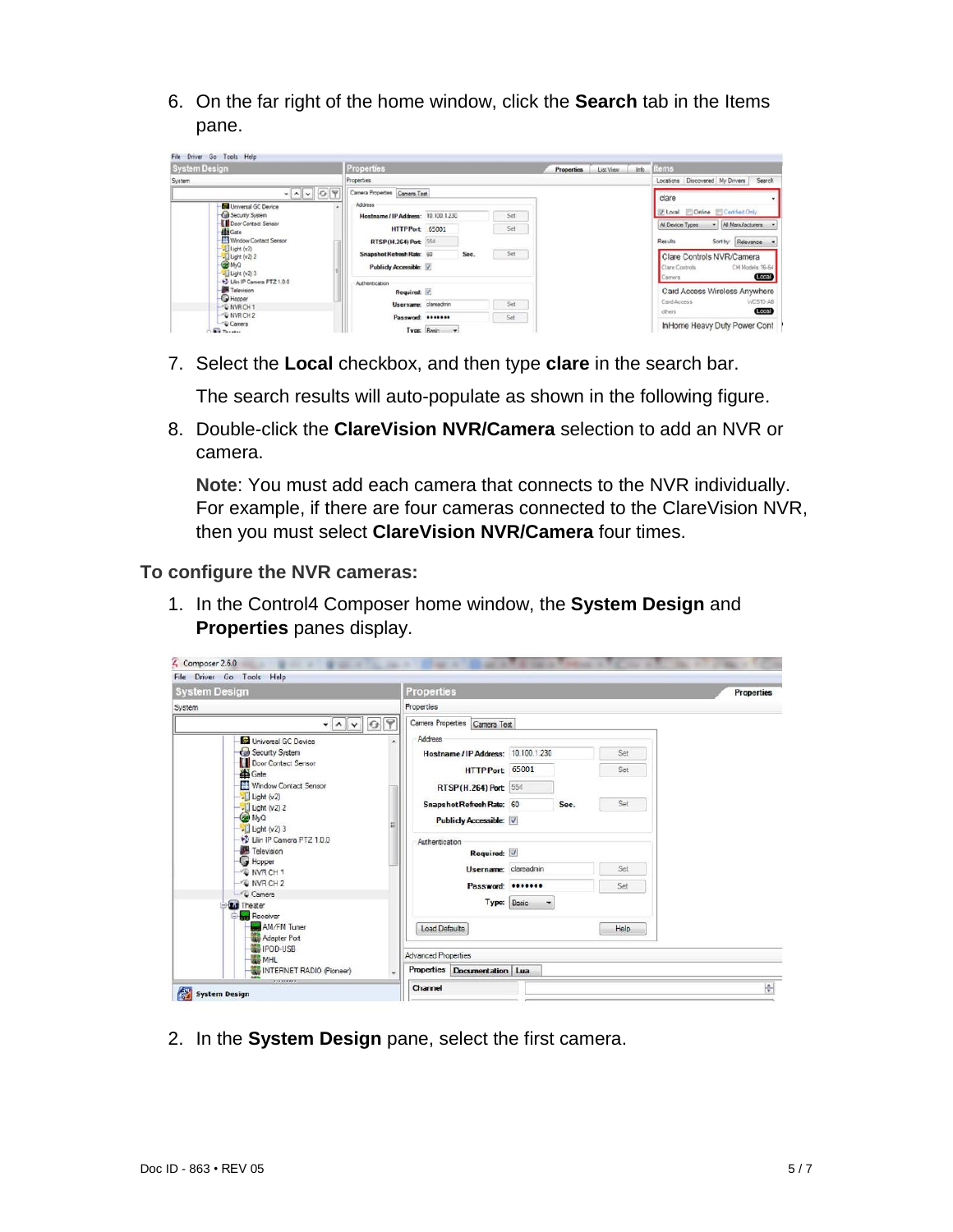6. On the far right of the home window, click the **Search** tab in the Items pane.

7. Select the **Local** checkbox, and then type **clare** in the search bar.

   The search results will auto-populate as shown in the following figure.

8. Double-click the **ClareVision NVR/Camera** selection to add an NVR or camera.

   **Note**: You must add each camera that connects to the NVR individually. For example, if there are four cameras connected to the ClareVision NVR, then you must select **ClareVision NVR/Camera** four times.

**To configure the NVR cameras:**

1. In the Control4 Composer home window, the **System Design** and **Properties** panes display.

2. In the **System Design** pane, select the first camera.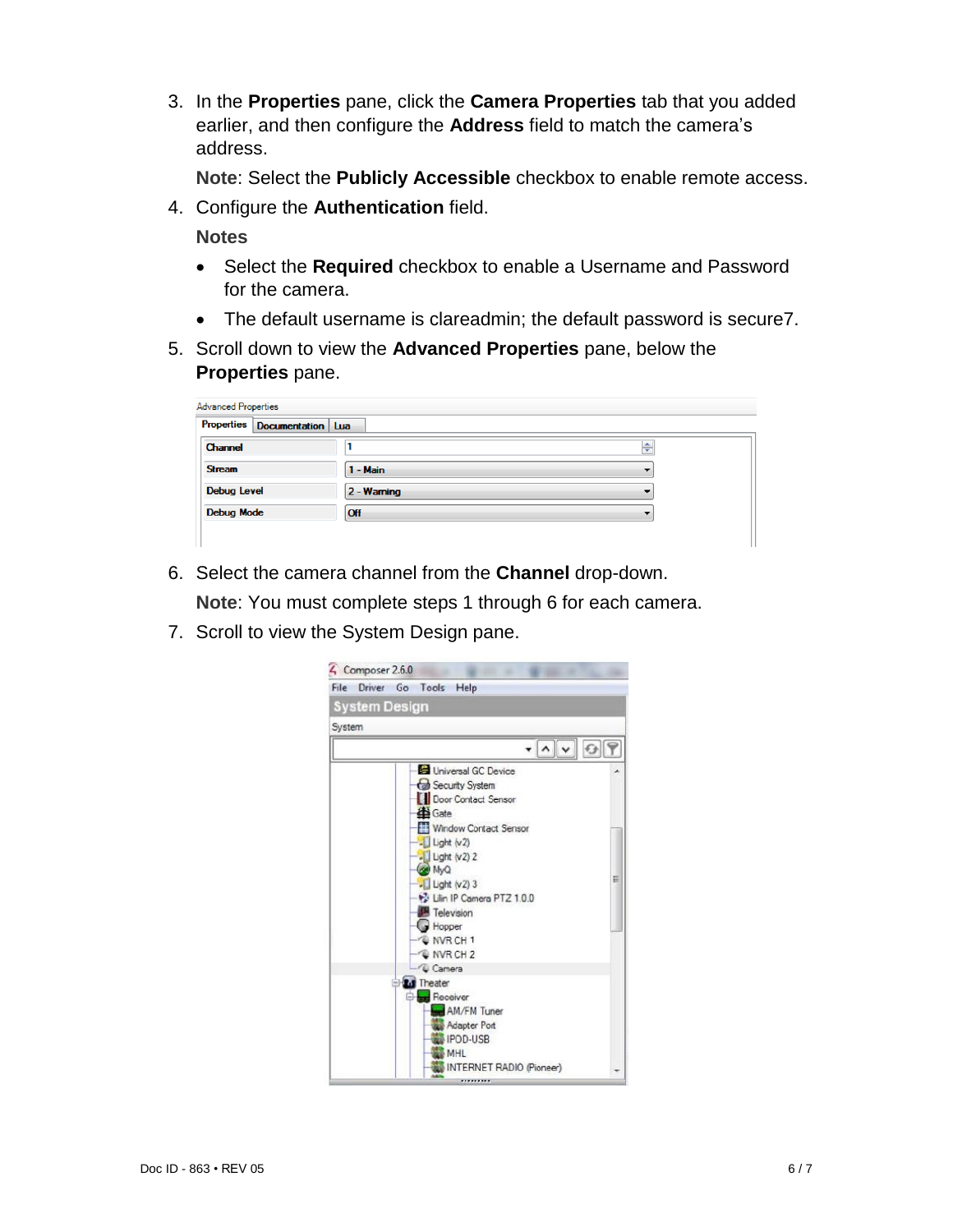3. In the **Properties** pane, click the **Camera Properties** tab that you added earlier, and then configure the **Address** field to match the camera's address.

   **Note**: Select the **Publicly Accessible** checkbox to enable remote access.

4. Configure the **Authentication** field.

   **Notes**

   - Select the **Required** checkbox to enable a Username and Password for the camera.
   - The default username is clareadmin; the default password is secure7.

5. Scroll down to view the **Advanced Properties** pane, below the **Properties** pane.

6. Select the camera channel from the **Channel** drop-down.

   **Note**: You must complete steps 1 through 6 for each camera.

7. Scroll to view the System Design pane.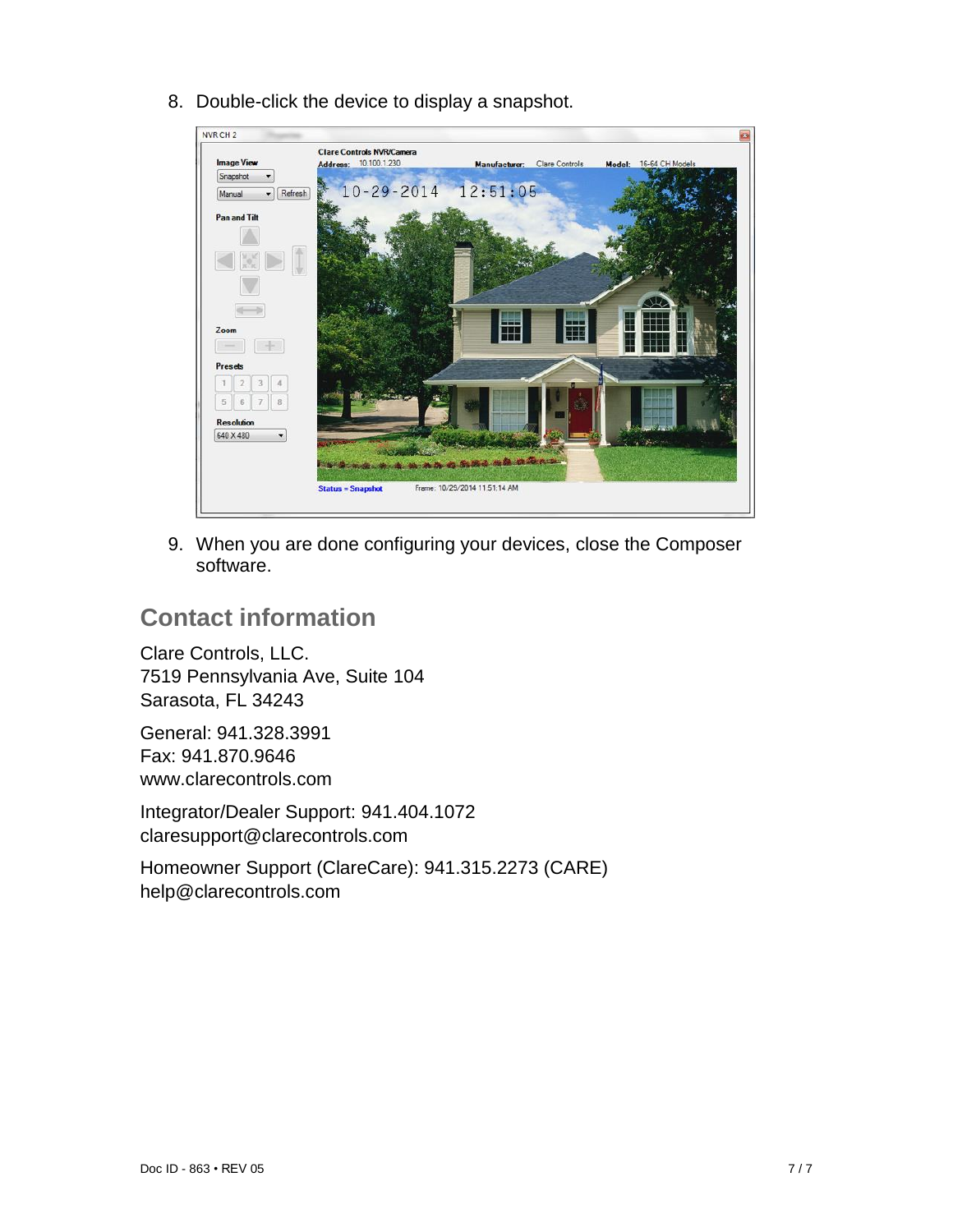8. Double-click the device to display a snapshot.

9. When you are done configuring your devices, close the Composer software.

## Contact information

Clare Controls, LLC.
7519 Pennsylvania Ave, Suite 104
Sarasota, FL 34243

General: 941.328.3991
Fax: 941.870.9646
www.clarecontrols.com

Integrator/Dealer Support: 941.404.1072
claresupport@clarecontrols.com

Homeowner Support (ClareCare): 941.315.2273 (CARE)
help@clarecontrols.com